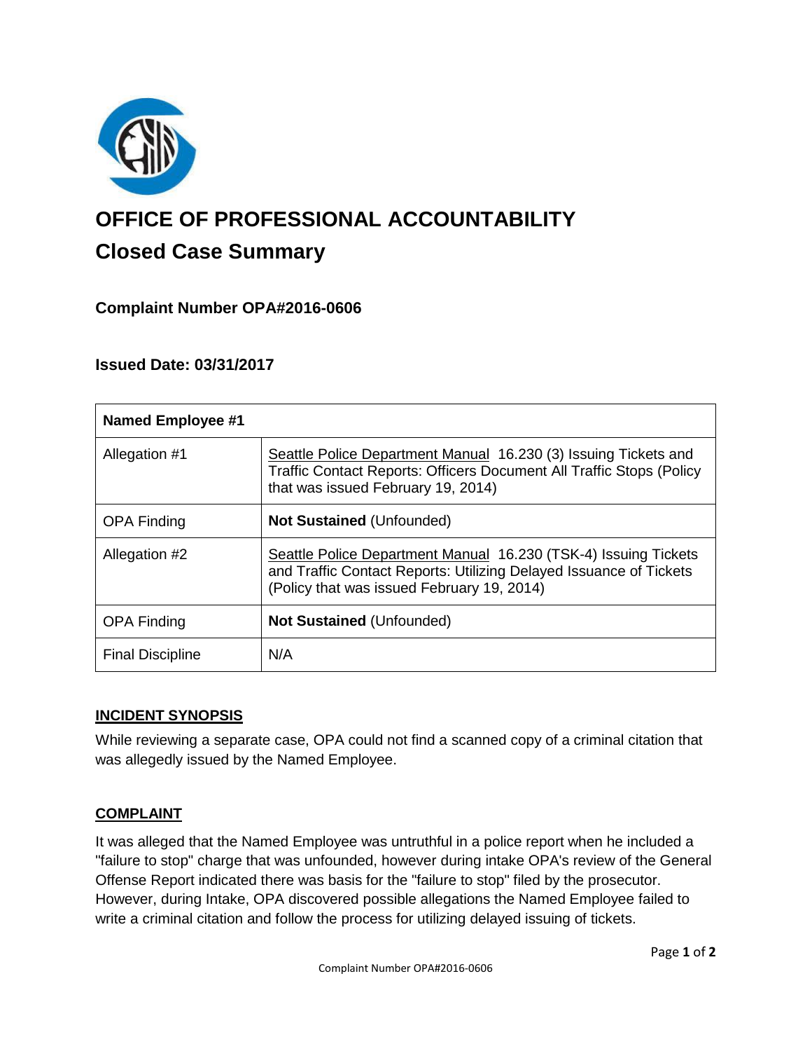# OFFICE OF PROFESSIONAL ACCOUNTABILITY

## Closed Case Summary

### Complaint Number OPA#2016-0606

### Issued Date: 03/31/2017

| Named Employee #1 | |
|---|---|
| Allegation #1 | Seattle Police Department Manual 16.230 (3) Issuing Tickets and Traffic Contact Reports: Officers Document All Traffic Stops (Policy that was issued February 19, 2014) |
| OPA Finding | **Not Sustained** (Unfounded) |
| Allegation #2 | Seattle Police Department Manual 16.230 (TSK-4) Issuing Tickets and Traffic Contact Reports: Utilizing Delayed Issuance of Tickets (Policy that was issued February 19, 2014) |
| OPA Finding | **Not Sustained** (Unfounded) |
| Final Discipline | N/A |

### INCIDENT SYNOPSIS

While reviewing a separate case, OPA could not find a scanned copy of a criminal citation that was allegedly issued by the Named Employee.

### COMPLAINT

It was alleged that the Named Employee was untruthful in a police report when he included a "failure to stop" charge that was unfounded, however during intake OPA's review of the General Offense Report indicated there was basis for the "failure to stop" filed by the prosecutor. However, during Intake, OPA discovered possible allegations the Named Employee failed to write a criminal citation and follow the process for utilizing delayed issuing of tickets.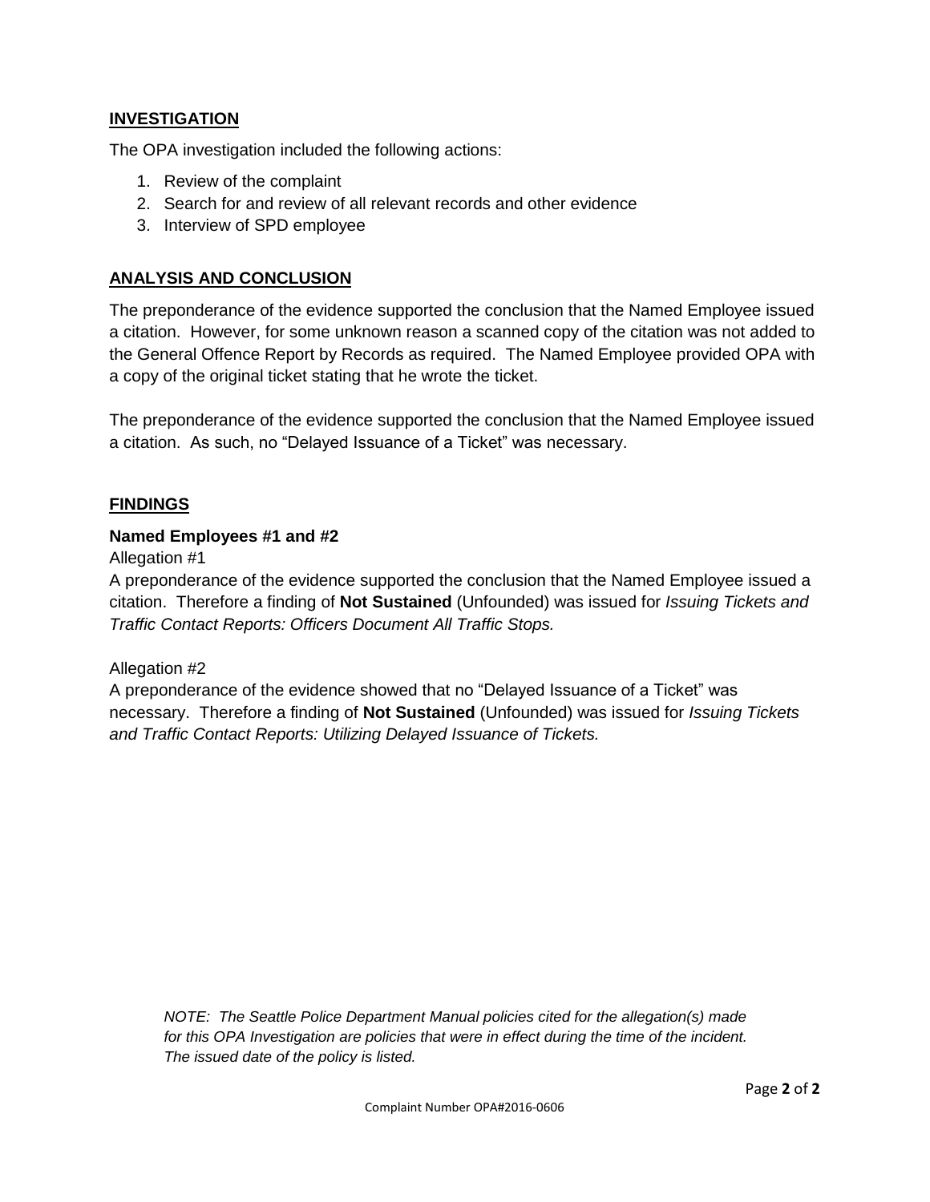## INVESTIGATION

The OPA investigation included the following actions:

1. Review of the complaint
2. Search for and review of all relevant records and other evidence
3. Interview of SPD employee

## ANALYSIS AND CONCLUSION

The preponderance of the evidence supported the conclusion that the Named Employee issued a citation. However, for some unknown reason a scanned copy of the citation was not added to the General Offence Report by Records as required. The Named Employee provided OPA with a copy of the original ticket stating that he wrote the ticket.

The preponderance of the evidence supported the conclusion that the Named Employee issued a citation. As such, no "Delayed Issuance of a Ticket" was necessary.

## FINDINGS

**Named Employees #1 and #2**

Allegation #1

A preponderance of the evidence supported the conclusion that the Named Employee issued a citation. Therefore a finding of **Not Sustained** (Unfounded) was issued for *Issuing Tickets and Traffic Contact Reports: Officers Document All Traffic Stops.*

Allegation #2

A preponderance of the evidence showed that no "Delayed Issuance of a Ticket" was necessary. Therefore a finding of **Not Sustained** (Unfounded) was issued for *Issuing Tickets and Traffic Contact Reports: Utilizing Delayed Issuance of Tickets.*

*NOTE: The Seattle Police Department Manual policies cited for the allegation(s) made for this OPA Investigation are policies that were in effect during the time of the incident. The issued date of the policy is listed.*

Complaint Number OPA#2016-0606